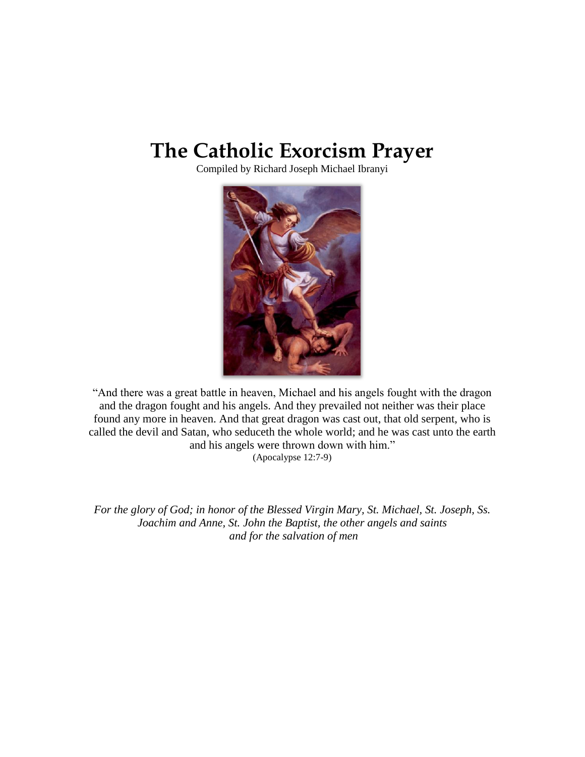# The Catholic Exorcism Prayer

Compiled by Richard Joseph Michael Ibranyi

"And there was a great battle in heaven, Michael and his angels fought with the dragon and the dragon fought and his angels. And they prevailed not neither was their place found any more in heaven. And that great dragon was cast out, that old serpent, who is called the devil and Satan, who seduceth the whole world; and he was cast unto the earth and his angels were thrown down with him."
(Apocalypse 12:7-9)

*For the glory of God; in honor of the Blessed Virgin Mary, St. Michael, St. Joseph, Ss. Joachim and Anne, St. John the Baptist, the other angels and saints and for the salvation of men*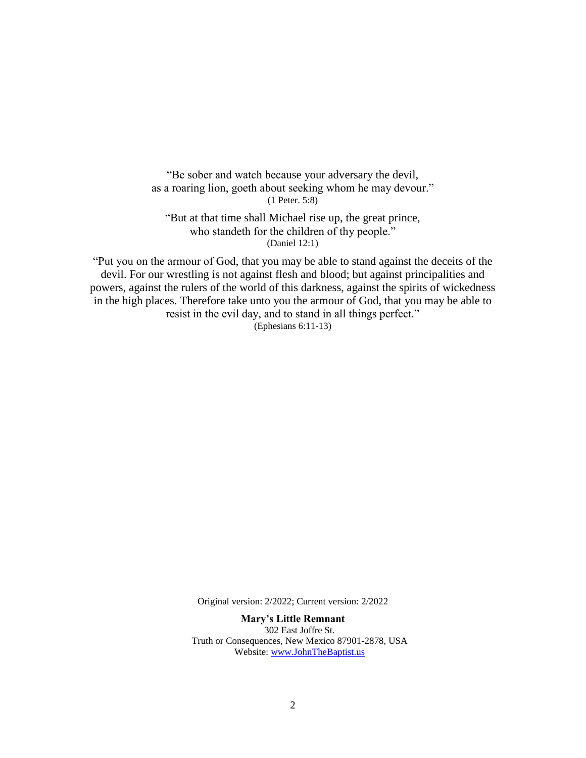"Be sober and watch because your adversary the devil,
as a roaring lion, goeth about seeking whom he may devour."
(1 Peter. 5:8)

"But at that time shall Michael rise up, the great prince,
who standeth for the children of thy people."
(Daniel 12:1)

"Put you on the armour of God, that you may be able to stand against the deceits of the devil. For our wrestling is not against flesh and blood; but against principalities and powers, against the rulers of the world of this darkness, against the spirits of wickedness in the high places. Therefore take unto you the armour of God, that you may be able to resist in the evil day, and to stand in all things perfect."
(Ephesians 6:11-13)

Original version: 2/2022; Current version: 2/2022

**Mary's Little Remnant**
302 East Joffre St.
Truth or Consequences, New Mexico 87901-2878, USA
Website: www.JohnTheBaptist.us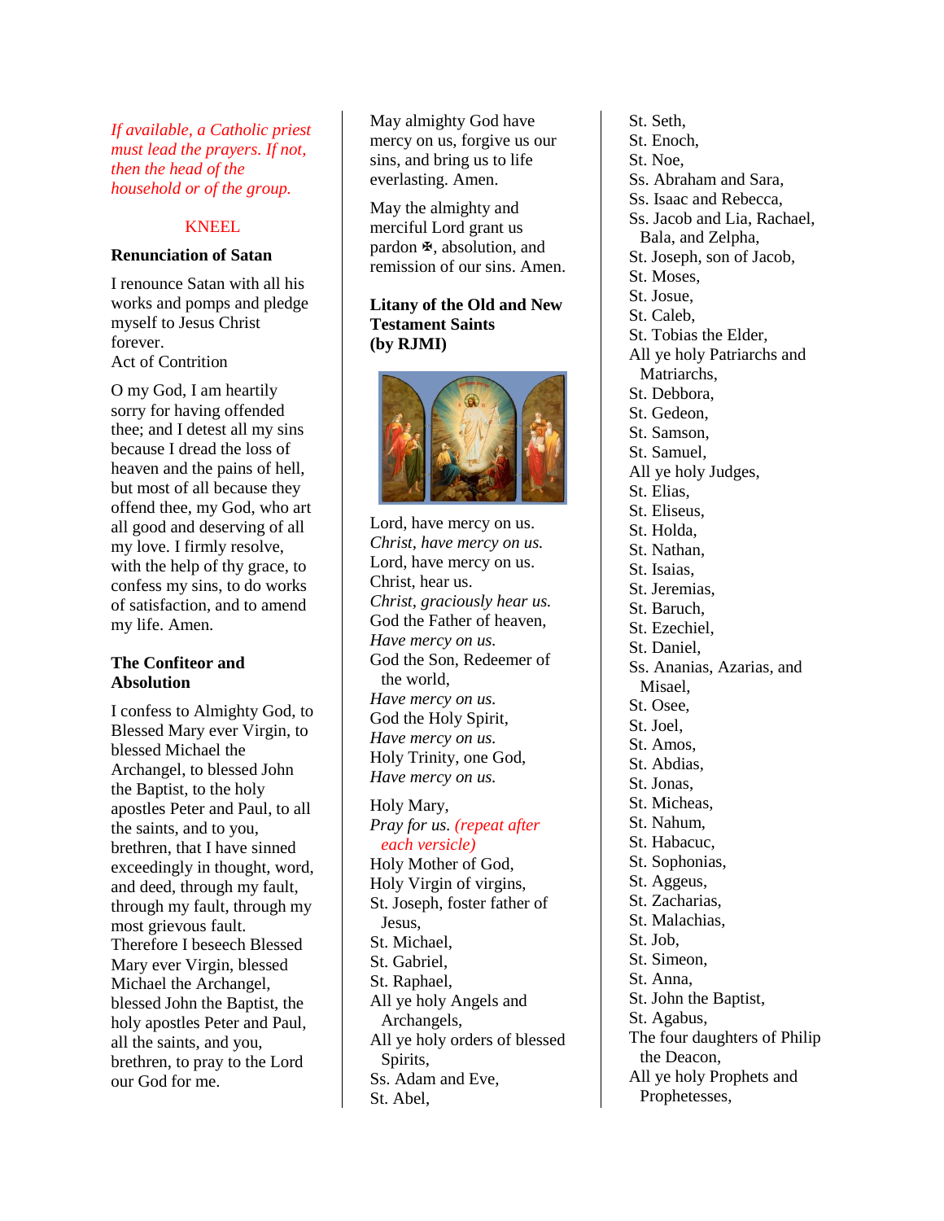*If available, a Catholic priest must lead the prayers. If not, then the head of the household or of the group.*

KNEEL

**Renunciation of Satan**

I renounce Satan with all his works and pomps and pledge myself to Jesus Christ forever.

Act of Contrition

O my God, I am heartily sorry for having offended thee; and I detest all my sins because I dread the loss of heaven and the pains of hell, but most of all because they offend thee, my God, who art all good and deserving of all my love. I firmly resolve, with the help of thy grace, to confess my sins, to do works of satisfaction, and to amend my life. Amen.

**The Confiteor and Absolution**

I confess to Almighty God, to Blessed Mary ever Virgin, to blessed Michael the Archangel, to blessed John the Baptist, to the holy apostles Peter and Paul, to all the saints, and to you, brethren, that I have sinned exceedingly in thought, word, and deed, through my fault, through my fault, through my most grievous fault. Therefore I beseech Blessed Mary ever Virgin, blessed Michael the Archangel, blessed John the Baptist, the holy apostles Peter and Paul, all the saints, and you, brethren, to pray to the Lord our God for me.

May almighty God have mercy on us, forgive us our sins, and bring us to life everlasting. Amen.

May the almighty and merciful Lord grant us pardon ✠, absolution, and remission of our sins. Amen.

**Litany of the Old and New Testament Saints (by RJMI)**

Lord, have mercy on us.
*Christ, have mercy on us.*
Lord, have mercy on us.
Christ, hear us.
*Christ, graciously hear us.*
God the Father of heaven,
*Have mercy on us.*
God the Son, Redeemer of the world,
*Have mercy on us.*
God the Holy Spirit,
*Have mercy on us.*
Holy Trinity, one God,
*Have mercy on us.*

Holy Mary,
*Pray for us. (repeat after each versicle)*
Holy Mother of God,
Holy Virgin of virgins,
St. Joseph, foster father of Jesus,
St. Michael,
St. Gabriel,
St. Raphael,
All ye holy Angels and Archangels,
All ye holy orders of blessed Spirits,
Ss. Adam and Eve,
St. Abel,
St. Seth,
St. Enoch,
St. Noe,
Ss. Abraham and Sara,
Ss. Isaac and Rebecca,
Ss. Jacob and Lia, Rachael, Bala, and Zelpha,
St. Joseph, son of Jacob,
St. Moses,
St. Josue,
St. Caleb,
St. Tobias the Elder,
All ye holy Patriarchs and Matriarchs,
St. Debbora,
St. Gedeon,
St. Samson,
St. Samuel,
All ye holy Judges,
St. Elias,
St. Eliseus,
St. Holda,
St. Nathan,
St. Isaias,
St. Jeremias,
St. Baruch,
St. Ezechiel,
St. Daniel,
Ss. Ananias, Azarias, and Misael,
St. Osee,
St. Joel,
St. Amos,
St. Abdias,
St. Jonas,
St. Micheas,
St. Nahum,
St. Habacuc,
St. Sophonias,
St. Aggeus,
St. Zacharias,
St. Malachias,
St. Job,
St. Simeon,
St. Anna,
St. John the Baptist,
St. Agabus,
The four daughters of Philip the Deacon,
All ye holy Prophets and Prophetesses,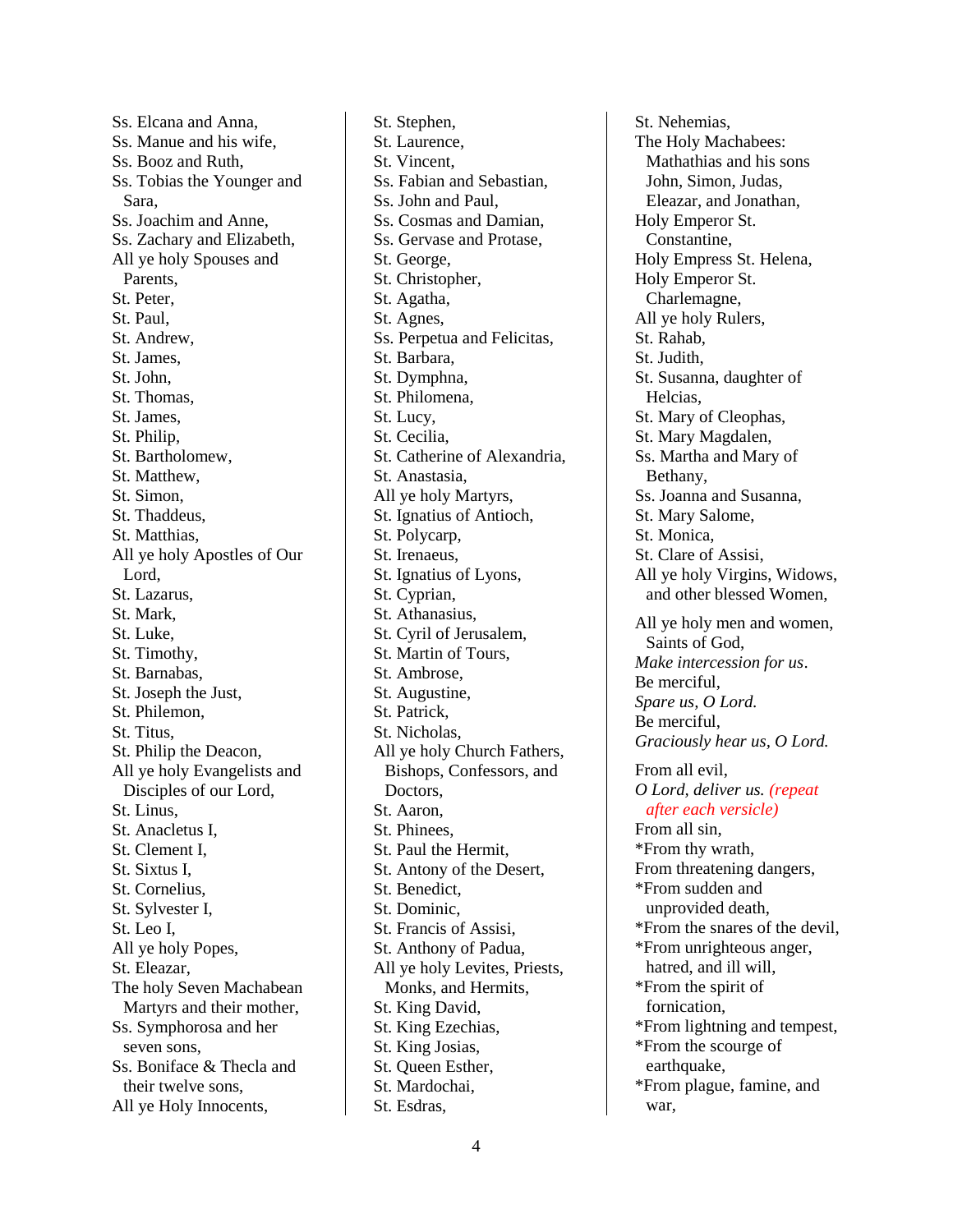Ss. Elcana and Anna,
Ss. Manue and his wife,
Ss. Booz and Ruth,
Ss. Tobias the Younger and Sara,
Ss. Joachim and Anne,
Ss. Zachary and Elizabeth,
All ye holy Spouses and Parents,
St. Peter,
St. Paul,
St. Andrew,
St. James,
St. John,
St. Thomas,
St. James,
St. Philip,
St. Bartholomew,
St. Matthew,
St. Simon,
St. Thaddeus,
St. Matthias,
All ye holy Apostles of Our Lord,
St. Lazarus,
St. Mark,
St. Luke,
St. Timothy,
St. Barnabas,
St. Joseph the Just,
St. Philemon,
St. Titus,
St. Philip the Deacon,
All ye holy Evangelists and Disciples of our Lord,
St. Linus,
St. Anacletus I,
St. Clement I,
St. Sixtus I,
St. Cornelius,
St. Sylvester I,
St. Leo I,
All ye holy Popes,
St. Eleazar,
The holy Seven Machabean Martyrs and their mother,
Ss. Symphorosa and her seven sons,
Ss. Boniface & Thecla and their twelve sons,
All ye Holy Innocents,
St. Stephen,
St. Laurence,
St. Vincent,
Ss. Fabian and Sebastian,
Ss. John and Paul,
Ss. Cosmas and Damian,
Ss. Gervase and Protase,
St. George,
St. Christopher,
St. Agatha,
St. Agnes,
Ss. Perpetua and Felicitas,
St. Barbara,
St. Dymphna,
St. Philomena,
St. Lucy,
St. Cecilia,
St. Catherine of Alexandria,
St. Anastasia,
All ye holy Martyrs,
St. Ignatius of Antioch,
St. Polycarp,
St. Irenaeus,
St. Ignatius of Lyons,
St. Cyprian,
St. Athanasius,
St. Cyril of Jerusalem,
St. Martin of Tours,
St. Ambrose,
St. Augustine,
St. Patrick,
St. Nicholas,
All ye holy Church Fathers, Bishops, Confessors, and Doctors,
St. Aaron,
St. Phinees,
St. Paul the Hermit,
St. Antony of the Desert,
St. Benedict,
St. Dominic,
St. Francis of Assisi,
St. Anthony of Padua,
All ye holy Levites, Priests, Monks, and Hermits,
St. King David,
St. King Ezechias,
St. King Josias,
St. Queen Esther,
St. Mardochai,
St. Esdras,
St. Nehemias,
The Holy Machabees: Mathathias and his sons John, Simon, Judas, Eleazar, and Jonathan,
Holy Emperor St. Constantine,
Holy Empress St. Helena,
Holy Emperor St. Charlemagne,
All ye holy Rulers,
St. Rahab,
St. Judith,
St. Susanna, daughter of Helcias,
St. Mary of Cleophas,
St. Mary Magdalen,
Ss. Martha and Mary of Bethany,
Ss. Joanna and Susanna,
St. Mary Salome,
St. Monica,
St. Clare of Assisi,
All ye holy Virgins, Widows, and other blessed Women,

All ye holy men and women, Saints of God,
*Make intercession for us*.
Be merciful,
*Spare us, O Lord.*
Be merciful,
*Graciously hear us, O Lord.*

From all evil,
*O Lord, deliver us. (repeat after each versicle)*
From all sin,
*From thy wrath,
From threatening dangers,
*From sudden and unprovided death,
*From the snares of the devil,
*From unrighteous anger, hatred, and ill will,
*From the spirit of fornication,
*From lightning and tempest,
*From the scourge of earthquake,
*From plague, famine, and war,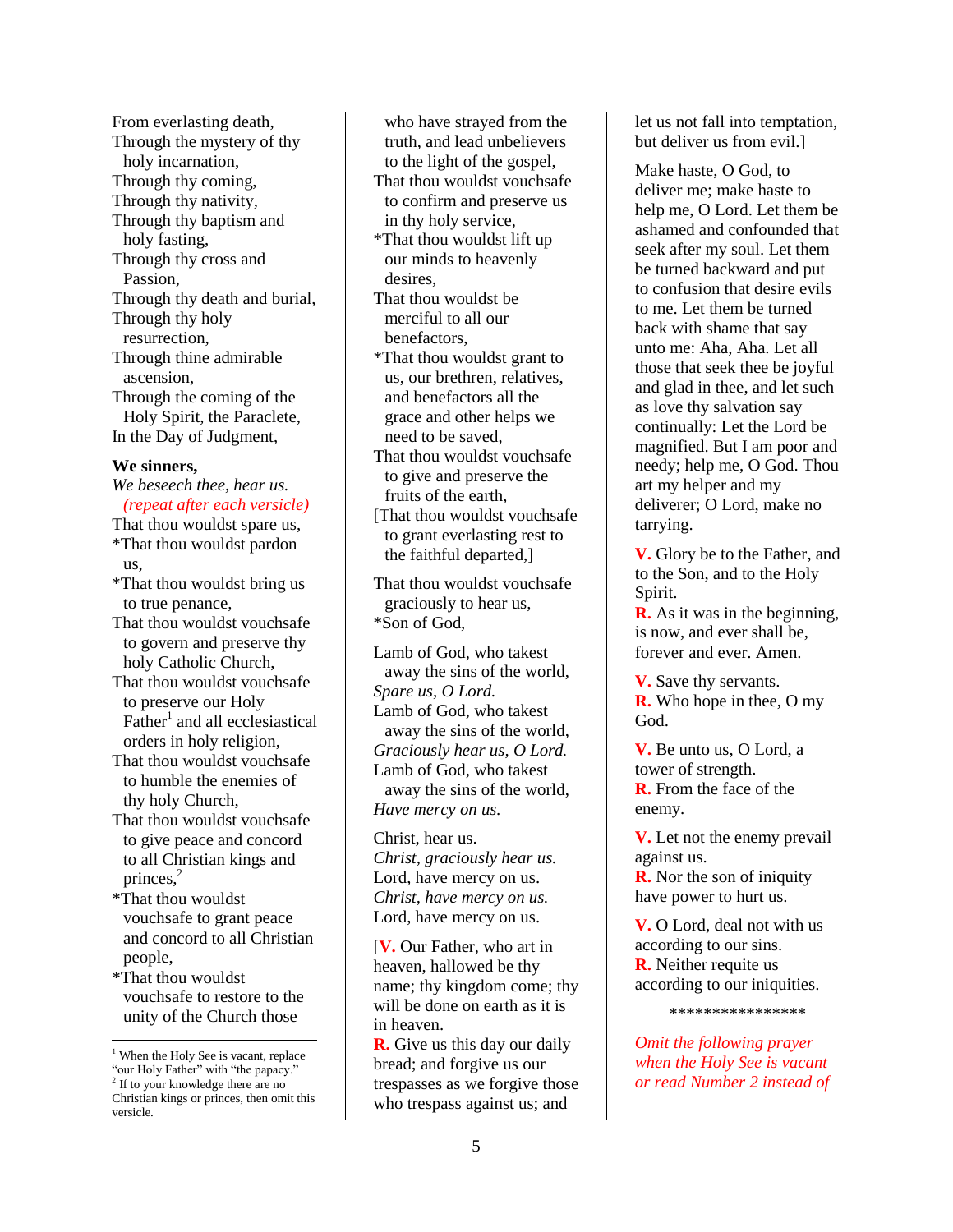From everlasting death,
Through the mystery of thy holy incarnation,
Through thy coming,
Through thy nativity,
Through thy baptism and holy fasting,
Through thy cross and Passion,
Through thy death and burial,
Through thy holy resurrection,
Through thine admirable ascension,
Through the coming of the Holy Spirit, the Paraclete,
In the Day of Judgment,

**We sinners,**
*We beseech thee, hear us.* *(repeat after each versicle)*
That thou wouldst spare us,
*That thou wouldst pardon us,
*That thou wouldst bring us to true penance,
That thou wouldst vouchsafe to govern and preserve thy holy Catholic Church,
That thou wouldst vouchsafe to preserve our Holy Father[1] and all ecclesiastical orders in holy religion,
That thou wouldst vouchsafe to humble the enemies of thy holy Church,
That thou wouldst vouchsafe to give peace and concord to all Christian kings and princes,[2]
*That thou wouldst vouchsafe to grant peace and concord to all Christian people,
*That thou wouldst vouchsafe to restore to the unity of the Church those who have strayed from the truth, and lead unbelievers to the light of the gospel,
That thou wouldst vouchsafe to confirm and preserve us in thy holy service,
*That thou wouldst lift up our minds to heavenly desires,
That thou wouldst be merciful to all our benefactors,
*That thou wouldst grant to us, our brethren, relatives, and benefactors all the grace and other helps we need to be saved,
That thou wouldst vouchsafe to give and preserve the fruits of the earth,
[That thou wouldst vouchsafe to grant everlasting rest to the faithful departed,]

That thou wouldst vouchsafe graciously to hear us,
*Son of God,

Lamb of God, who takest away the sins of the world,
*Spare us, O Lord.*
Lamb of God, who takest away the sins of the world,
*Graciously hear us, O Lord.*
Lamb of God, who takest away the sins of the world,
*Have mercy on us.*

Christ, hear us.
*Christ, graciously hear us.*
Lord, have mercy on us.
*Christ, have mercy on us.*
Lord, have mercy on us.

[**V.** Our Father, who art in heaven, hallowed be thy name; thy kingdom come; thy will be done on earth as it is in heaven.
**R.** Give us this day our daily bread; and forgive us our trespasses as we forgive those who trespass against us; and let us not fall into temptation, but deliver us from evil.]

Make haste, O God, to deliver me; make haste to help me, O Lord. Let them be ashamed and confounded that seek after my soul. Let them be turned backward and put to confusion that desire evils to me. Let them be turned back with shame that say unto me: Aha, Aha. Let all those that seek thee be joyful and glad in thee, and let such as love thy salvation say continually: Let the Lord be magnified. But I am poor and needy; help me, O God. Thou art my helper and my deliverer; O Lord, make no tarrying.

**V.** Glory be to the Father, and to the Son, and to the Holy Spirit.
**R.** As it was in the beginning, is now, and ever shall be, forever and ever. Amen.

**V.** Save thy servants.
**R.** Who hope in thee, O my God.

**V.** Be unto us, O Lord, a tower of strength.
**R.** From the face of the enemy.

**V.** Let not the enemy prevail against us.
**R.** Nor the son of iniquity have power to hurt us.

**V.** O Lord, deal not with us according to our sins.
**R.** Neither requite us according to our iniquities.

****************

*Omit the following prayer when the Holy See is vacant or read Number 2 instead of*

---

[1] When the Holy See is vacant, replace "our Holy Father" with "the papacy."
[2] If to your knowledge there are no Christian kings or princes, then omit this versicle.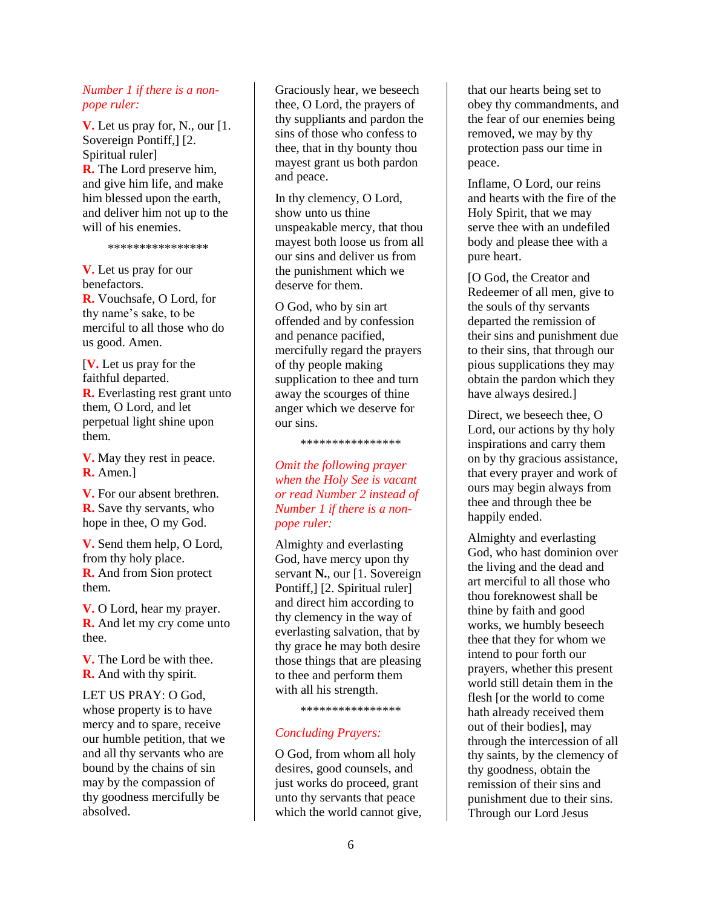*Number 1 if there is a non-pope ruler:*

**V.** Let us pray for, N., our [1. Sovereign Pontiff,] [2. Spiritual ruler]
**R.** The Lord preserve him, and give him life, and make him blessed upon the earth, and deliver him not up to the will of his enemies.

\*\*\*\*\*\*\*\*\*\*\*\*\*\*\*\*

**V.** Let us pray for our benefactors.
**R.** Vouchsafe, O Lord, for thy name's sake, to be merciful to all those who do us good. Amen.

[**V.** Let us pray for the faithful departed.
**R.** Everlasting rest grant unto them, O Lord, and let perpetual light shine upon them.

**V.** May they rest in peace.
**R.** Amen.]

**V.** For our absent brethren.
**R.** Save thy servants, who hope in thee, O my God.

**V.** Send them help, O Lord, from thy holy place.
**R.** And from Sion protect them.

**V.** O Lord, hear my prayer.
**R.** And let my cry come unto thee.

**V.** The Lord be with thee.
**R.** And with thy spirit.

LET US PRAY: O God, whose property is to have mercy and to spare, receive our humble petition, that we and all thy servants who are bound by the chains of sin may by the compassion of thy goodness mercifully be absolved.

Graciously hear, we beseech thee, O Lord, the prayers of thy suppliants and pardon the sins of those who confess to thee, that in thy bounty thou mayest grant us both pardon and peace.

In thy clemency, O Lord, show unto us thine unspeakable mercy, that thou mayest both loose us from all our sins and deliver us from the punishment which we deserve for them.

O God, who by sin art offended and by confession and penance pacified, mercifully regard the prayers of thy people making supplication to thee and turn away the scourges of thine anger which we deserve for our sins.

\*\*\*\*\*\*\*\*\*\*\*\*\*\*\*\*

*Omit the following prayer when the Holy See is vacant or read Number 2 instead of Number 1 if there is a non-pope ruler:*

Almighty and everlasting God, have mercy upon thy servant **N.**, our [1. Sovereign Pontiff,] [2. Spiritual ruler] and direct him according to thy clemency in the way of everlasting salvation, that by thy grace he may both desire those things that are pleasing to thee and perform them with all his strength.

\*\*\*\*\*\*\*\*\*\*\*\*\*\*\*\*

*Concluding Prayers:*

O God, from whom all holy desires, good counsels, and just works do proceed, grant unto thy servants that peace which the world cannot give, that our hearts being set to obey thy commandments, and the fear of our enemies being removed, we may by thy protection pass our time in peace.

Inflame, O Lord, our reins and hearts with the fire of the Holy Spirit, that we may serve thee with an undefiled body and please thee with a pure heart.

[O God, the Creator and Redeemer of all men, give to the souls of thy servants departed the remission of their sins and punishment due to their sins, that through our pious supplications they may obtain the pardon which they have always desired.]

Direct, we beseech thee, O Lord, our actions by thy holy inspirations and carry them on by thy gracious assistance, that every prayer and work of ours may begin always from thee and through thee be happily ended.

Almighty and everlasting God, who hast dominion over the living and the dead and art merciful to all those who thou foreknowest shall be thine by faith and good works, we humbly beseech thee that they for whom we intend to pour forth our prayers, whether this present world still detain them in the flesh [or the world to come hath already received them out of their bodies], may through the intercession of all thy saints, by the clemency of thy goodness, obtain the remission of their sins and punishment due to their sins. Through our Lord Jesus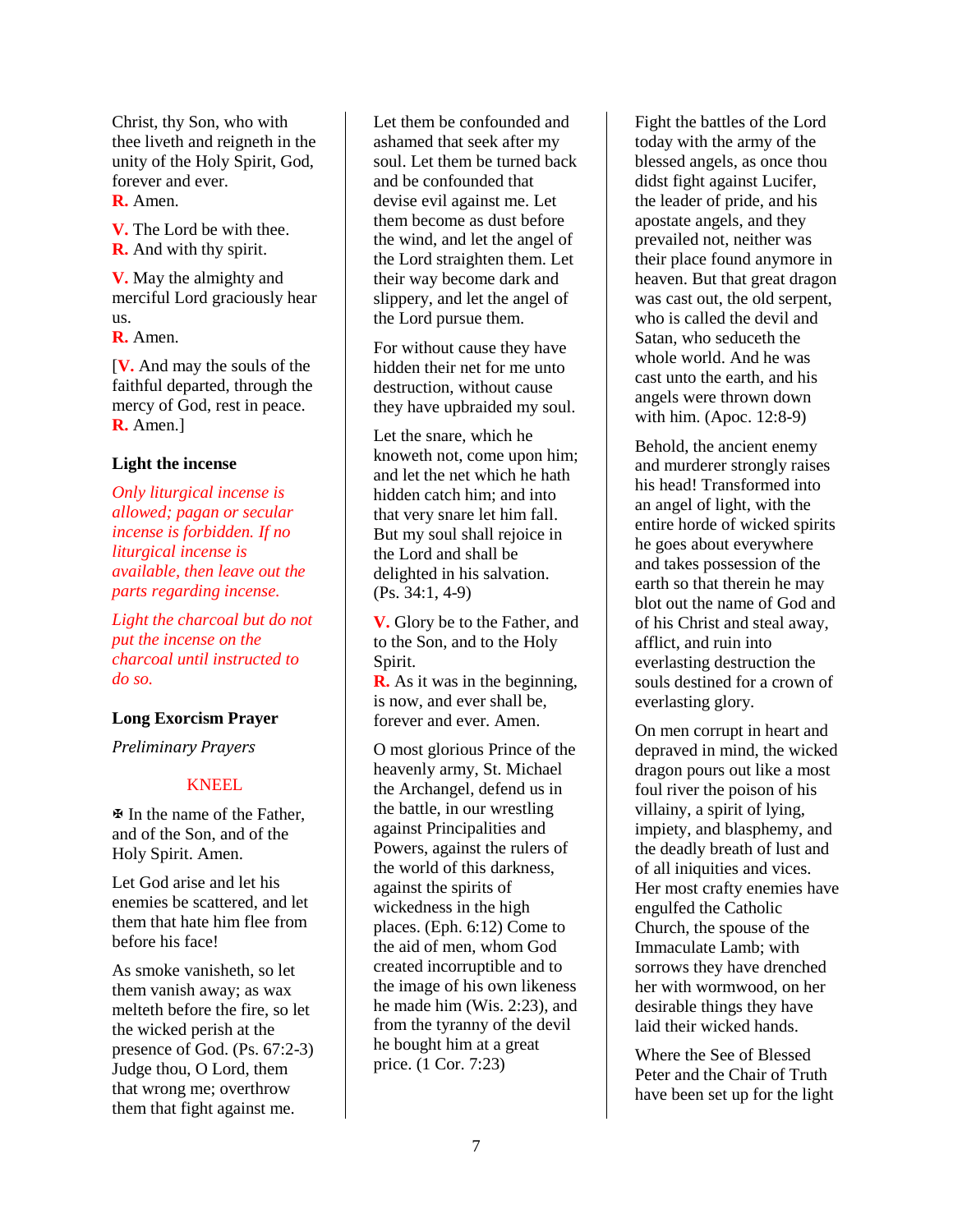Christ, thy Son, who with thee liveth and reigneth in the unity of the Holy Spirit, God, forever and ever.
**R.** Amen.

**V.** The Lord be with thee.
**R.** And with thy spirit.

**V.** May the almighty and merciful Lord graciously hear us.
**R.** Amen.

[**V.** And may the souls of the faithful departed, through the mercy of God, rest in peace.
**R.** Amen.]

**Light the incense**

*Only liturgical incense is allowed; pagan or secular incense is forbidden. If no liturgical incense is available, then leave out the parts regarding incense.*

*Light the charcoal but do not put the incense on the charcoal until instructed to do so.*

**Long Exorcism Prayer**

*Preliminary Prayers*

KNEEL

✠ In the name of the Father, and of the Son, and of the Holy Spirit. Amen.

Let God arise and let his enemies be scattered, and let them that hate him flee from before his face!

As smoke vanisheth, so let them vanish away; as wax melteth before the fire, so let the wicked perish at the presence of God. (Ps. 67:2-3) Judge thou, O Lord, them that wrong me; overthrow them that fight against me.

Let them be confounded and ashamed that seek after my soul. Let them be turned back and be confounded that devise evil against me. Let them become as dust before the wind, and let the angel of the Lord straighten them. Let their way become dark and slippery, and let the angel of the Lord pursue them.

For without cause they have hidden their net for me unto destruction, without cause they have upbraided my soul.

Let the snare, which he knoweth not, come upon him; and let the net which he hath hidden catch him; and into that very snare let him fall. But my soul shall rejoice in the Lord and shall be delighted in his salvation. (Ps. 34:1, 4-9)

**V.** Glory be to the Father, and to the Son, and to the Holy Spirit.
**R.** As it was in the beginning, is now, and ever shall be, forever and ever. Amen.

O most glorious Prince of the heavenly army, St. Michael the Archangel, defend us in the battle, in our wrestling against Principalities and Powers, against the rulers of the world of this darkness, against the spirits of wickedness in the high places. (Eph. 6:12) Come to the aid of men, whom God created incorruptible and to the image of his own likeness he made him (Wis. 2:23), and from the tyranny of the devil he bought him at a great price. (1 Cor. 7:23)

Fight the battles of the Lord today with the army of the blessed angels, as once thou didst fight against Lucifer, the leader of pride, and his apostate angels, and they prevailed not, neither was their place found anymore in heaven. But that great dragon was cast out, the old serpent, who is called the devil and Satan, who seduceth the whole world. And he was cast unto the earth, and his angels were thrown down with him. (Apoc. 12:8-9)

Behold, the ancient enemy and murderer strongly raises his head! Transformed into an angel of light, with the entire horde of wicked spirits he goes about everywhere and takes possession of the earth so that therein he may blot out the name of God and of his Christ and steal away, afflict, and ruin into everlasting destruction the souls destined for a crown of everlasting glory.

On men corrupt in heart and depraved in mind, the wicked dragon pours out like a most foul river the poison of his villainy, a spirit of lying, impiety, and blasphemy, and the deadly breath of lust and of all iniquities and vices. Her most crafty enemies have engulfed the Catholic Church, the spouse of the Immaculate Lamb; with sorrows they have drenched her with wormwood, on her desirable things they have laid their wicked hands.

Where the See of Blessed Peter and the Chair of Truth have been set up for the light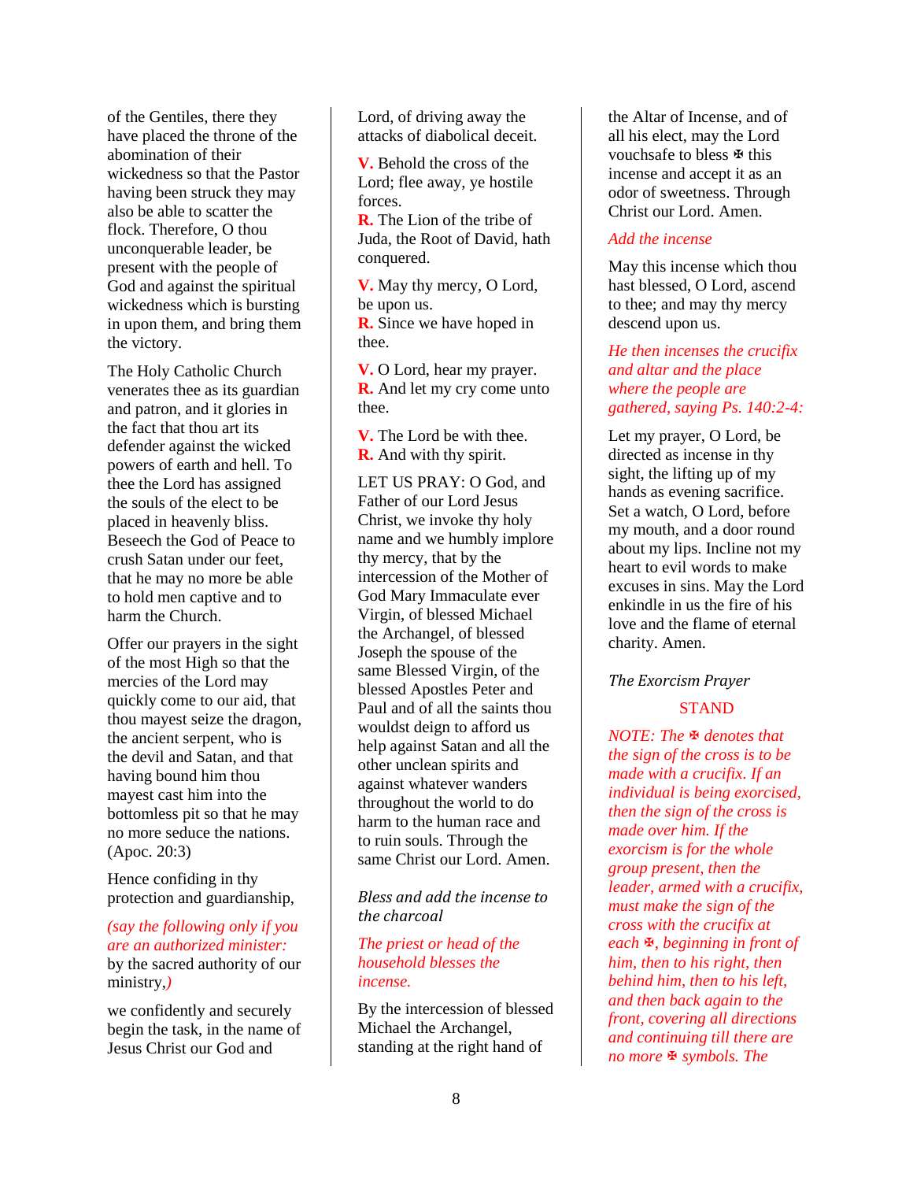of the Gentiles, there they have placed the throne of the abomination of their wickedness so that the Pastor having been struck they may also be able to scatter the flock. Therefore, O thou unconquerable leader, be present with the people of God and against the spiritual wickedness which is bursting in upon them, and bring them the victory.

The Holy Catholic Church venerates thee as its guardian and patron, and it glories in the fact that thou art its defender against the wicked powers of earth and hell. To thee the Lord has assigned the souls of the elect to be placed in heavenly bliss. Beseech the God of Peace to crush Satan under our feet, that he may no more be able to hold men captive and to harm the Church.

Offer our prayers in the sight of the most High so that the mercies of the Lord may quickly come to our aid, that thou mayest seize the dragon, the ancient serpent, who is the devil and Satan, and that having bound him thou mayest cast him into the bottomless pit so that he may no more seduce the nations. (Apoc. 20:3)

Hence confiding in thy protection and guardianship,

*(say the following only if you are an authorized minister:* by the sacred authority of our ministry,*)*

we confidently and securely begin the task, in the name of Jesus Christ our God and Lord, of driving away the attacks of diabolical deceit.

**V.** Behold the cross of the Lord; flee away, ye hostile forces.
**R.** The Lion of the tribe of Juda, the Root of David, hath conquered.

**V.** May thy mercy, O Lord, be upon us.
**R.** Since we have hoped in thee.

**V.** O Lord, hear my prayer.
**R.** And let my cry come unto thee.

**V.** The Lord be with thee.
**R.** And with thy spirit.

LET US PRAY: O God, and Father of our Lord Jesus Christ, we invoke thy holy name and we humbly implore thy mercy, that by the intercession of the Mother of God Mary Immaculate ever Virgin, of blessed Michael the Archangel, of blessed Joseph the spouse of the same Blessed Virgin, of the blessed Apostles Peter and Paul and of all the saints thou wouldst deign to afford us help against Satan and all the other unclean spirits and against whatever wanders throughout the world to do harm to the human race and to ruin souls. Through the same Christ our Lord. Amen.

*Bless and add the incense to the charcoal*

*The priest or head of the household blesses the incense.*

By the intercession of blessed Michael the Archangel, standing at the right hand of the Altar of Incense, and of all his elect, may the Lord vouchsafe to bless ✠ this incense and accept it as an odor of sweetness. Through Christ our Lord. Amen.

*Add the incense*

May this incense which thou hast blessed, O Lord, ascend to thee; and may thy mercy descend upon us.

*He then incenses the crucifix and altar and the place where the people are gathered, saying Ps. 140:2-4:*

Let my prayer, O Lord, be directed as incense in thy sight, the lifting up of my hands as evening sacrifice. Set a watch, O Lord, before my mouth, and a door round about my lips. Incline not my heart to evil words to make excuses in sins. May the Lord enkindle in us the fire of his love and the flame of eternal charity. Amen.

*The Exorcism Prayer*

STAND

*NOTE: The ✠ denotes that the sign of the cross is to be made with a crucifix. If an individual is being exorcised, then the sign of the cross is made over him. If the exorcism is for the whole group present, then the leader, armed with a crucifix, must make the sign of the cross with the crucifix at each ✠, beginning in front of him, then to his right, then behind him, then to his left, and then back again to the front, covering all directions and continuing till there are no more ✠ symbols. The*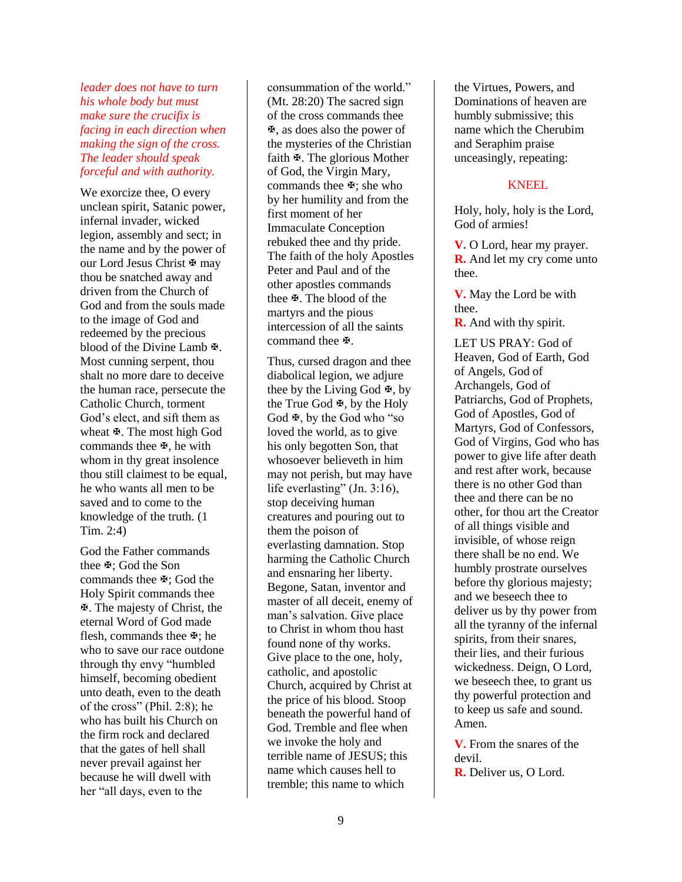*leader does not have to turn his whole body but must make sure the crucifix is facing in each direction when making the sign of the cross. The leader should speak forceful and with authority.*

We exorcize thee, O every unclean spirit, Satanic power, infernal invader, wicked legion, assembly and sect; in the name and by the power of our Lord Jesus Christ ✠ may thou be snatched away and driven from the Church of God and from the souls made to the image of God and redeemed by the precious blood of the Divine Lamb ✠. Most cunning serpent, thou shalt no more dare to deceive the human race, persecute the Catholic Church, torment God's elect, and sift them as wheat ✠. The most high God commands thee ✠, he with whom in thy great insolence thou still claimest to be equal, he who wants all men to be saved and to come to the knowledge of the truth. (1 Tim. 2:4)

God the Father commands thee ✠; God the Son commands thee ✠; God the Holy Spirit commands thee ✠. The majesty of Christ, the eternal Word of God made flesh, commands thee ✠; he who to save our race outdone through thy envy "humbled himself, becoming obedient unto death, even to the death of the cross" (Phil. 2:8); he who has built his Church on the firm rock and declared that the gates of hell shall never prevail against her because he will dwell with her "all days, even to the consummation of the world." (Mt. 28:20) The sacred sign of the cross commands thee ✠, as does also the power of the mysteries of the Christian faith ✠. The glorious Mother of God, the Virgin Mary, commands thee ✠; she who by her humility and from the first moment of her Immaculate Conception rebuked thee and thy pride. The faith of the holy Apostles Peter and Paul and of the other apostles commands thee ✠. The blood of the martyrs and the pious intercession of all the saints command thee ✠.

Thus, cursed dragon and thee diabolical legion, we adjure thee by the Living God ✠, by the True God ✠, by the Holy God ✠, by the God who "so loved the world, as to give his only begotten Son, that whosoever believeth in him may not perish, but may have life everlasting" (Jn. 3:16), stop deceiving human creatures and pouring out to them the poison of everlasting damnation. Stop harming the Catholic Church and ensnaring her liberty. Begone, Satan, inventor and master of all deceit, enemy of man's salvation. Give place to Christ in whom thou hast found none of thy works. Give place to the one, holy, catholic, and apostolic Church, acquired by Christ at the price of his blood. Stoop beneath the powerful hand of God. Tremble and flee when we invoke the holy and terrible name of JESUS; this name which causes hell to tremble; this name to which the Virtues, Powers, and Dominations of heaven are humbly submissive; this name which the Cherubim and Seraphim praise unceasingly, repeating:

KNEEL

Holy, holy, holy is the Lord, God of armies!

**V.** O Lord, hear my prayer.
**R.** And let my cry come unto thee.

**V.** May the Lord be with thee.
**R.** And with thy spirit.

LET US PRAY: God of Heaven, God of Earth, God of Angels, God of Archangels, God of Patriarchs, God of Prophets, God of Apostles, God of Martyrs, God of Confessors, God of Virgins, God who has power to give life after death and rest after work, because there is no other God than thee and there can be no other, for thou art the Creator of all things visible and invisible, of whose reign there shall be no end. We humbly prostrate ourselves before thy glorious majesty; and we beseech thee to deliver us by thy power from all the tyranny of the infernal spirits, from their snares, their lies, and their furious wickedness. Deign, O Lord, we beseech thee, to grant us thy powerful protection and to keep us safe and sound. Amen.

**V.** From the snares of the devil.
**R.** Deliver us, O Lord.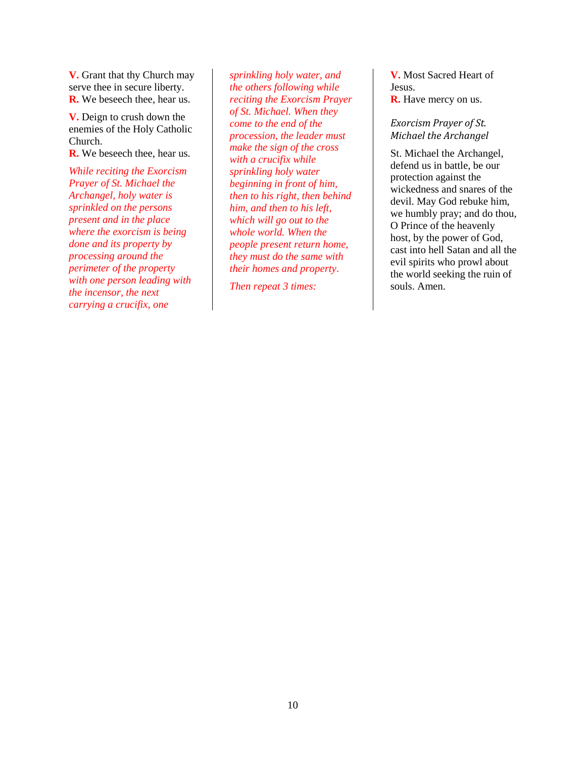**V.** Grant that thy Church may serve thee in secure liberty.
**R.** We beseech thee, hear us.

**V.** Deign to crush down the enemies of the Holy Catholic Church.
**R.** We beseech thee, hear us.

*While reciting the Exorcism Prayer of St. Michael the Archangel, holy water is sprinkled on the persons present and in the place where the exorcism is being done and its property by processing around the perimeter of the property with one person leading with the incensor, the next carrying a crucifix, one sprinkling holy water, and the others following while reciting the Exorcism Prayer of St. Michael. When they come to the end of the procession, the leader must make the sign of the cross with a crucifix while sprinkling holy water beginning in front of him, then to his right, then behind him, and then to his left, which will go out to the whole world. When the people present return home, they must do the same with their homes and property.*

*Then repeat 3 times:*

**V.** Most Sacred Heart of Jesus.
**R.** Have mercy on us.

*Exorcism Prayer of St. Michael the Archangel*

St. Michael the Archangel, defend us in battle, be our protection against the wickedness and snares of the devil. May God rebuke him, we humbly pray; and do thou, O Prince of the heavenly host, by the power of God, cast into hell Satan and all the evil spirits who prowl about the world seeking the ruin of souls. Amen.